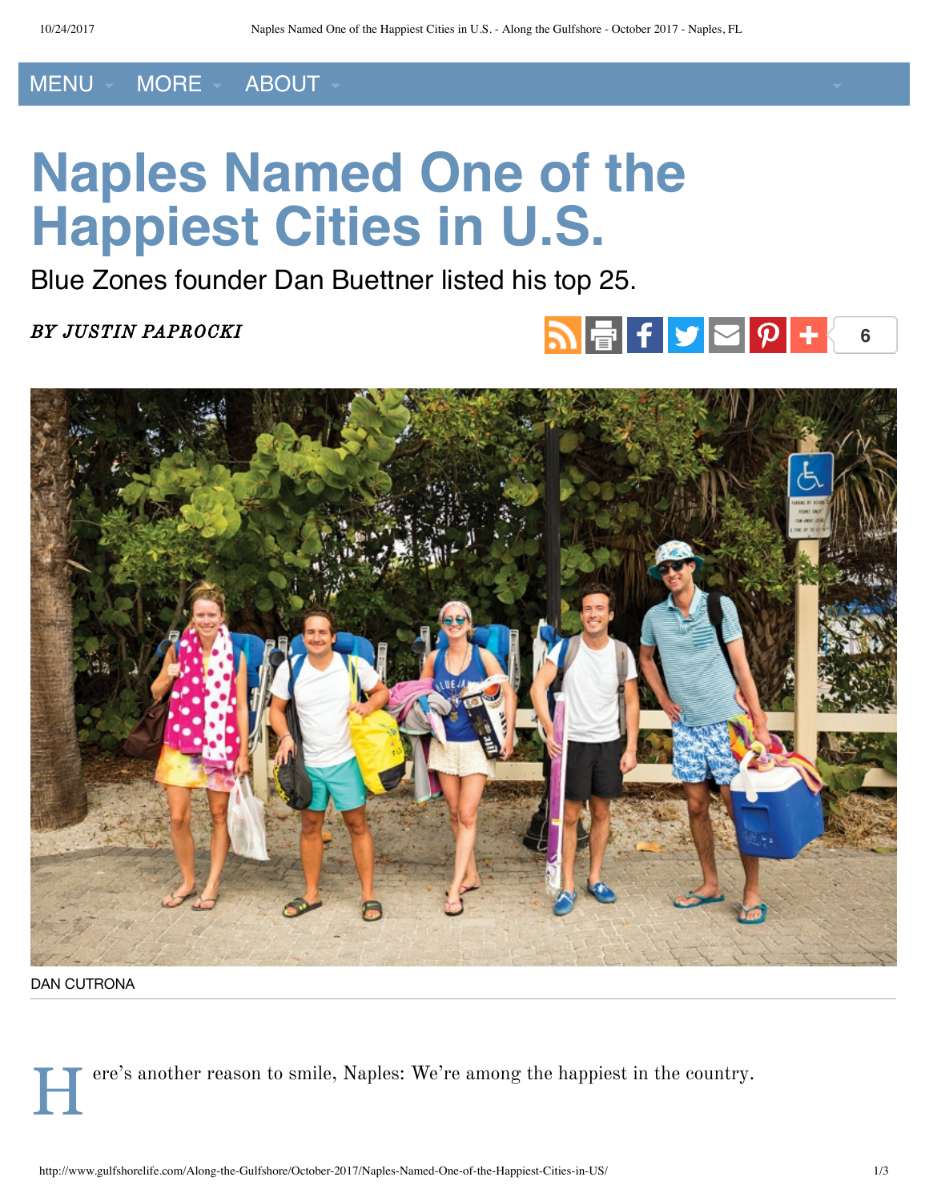# Naples Named One of the Happiest Cities in U.S.

Blue Zones founder Dan Buettner listed his top 25.

*BY JUSTIN PAPROCKI*

DAN CUTRONA

Here's another reason to smile, Naples: We're among the happiest in the country.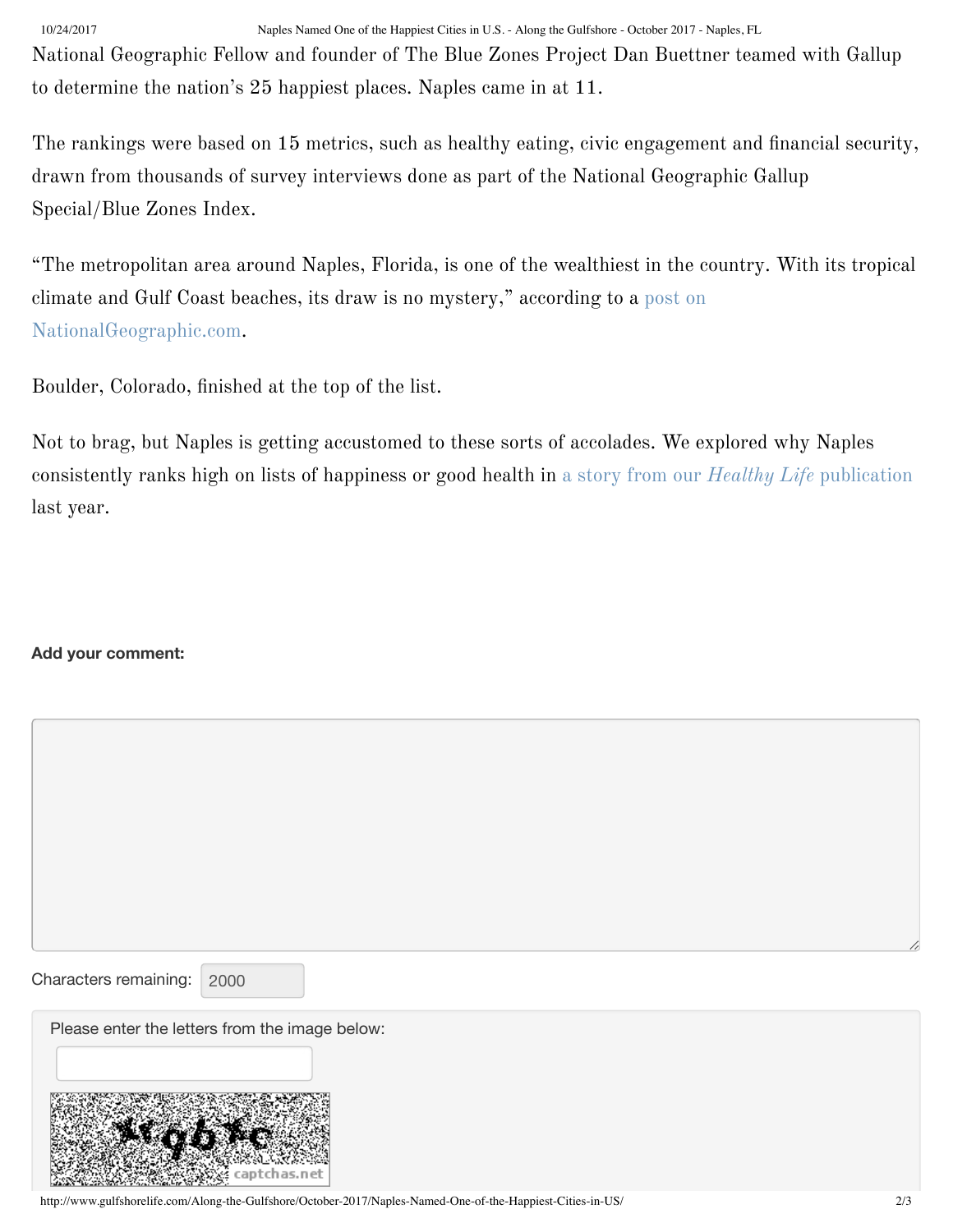National Geographic Fellow and founder of The Blue Zones Project Dan Buettner teamed with Gallup to determine the nation's 25 happiest places. Naples came in at 11.

The rankings were based on 15 metrics, such as healthy eating, civic engagement and financial security, drawn from thousands of survey interviews done as part of the National Geographic Gallup Special/Blue Zones Index.

"The metropolitan area around Naples, Florida, is one of the wealthiest in the country. With its tropical climate and Gulf Coast beaches, its draw is no mystery," according to a post on NationalGeographic.com.

Boulder, Colorado, finished at the top of the list.

Not to brag, but Naples is getting accustomed to these sorts of accolades. We explored why Naples consistently ranks high on lists of happiness or good health in a story from our *Healthy Life* publication last year.

**Add your comment:**

Characters remaining: 2000

Please enter the letters from the image below: